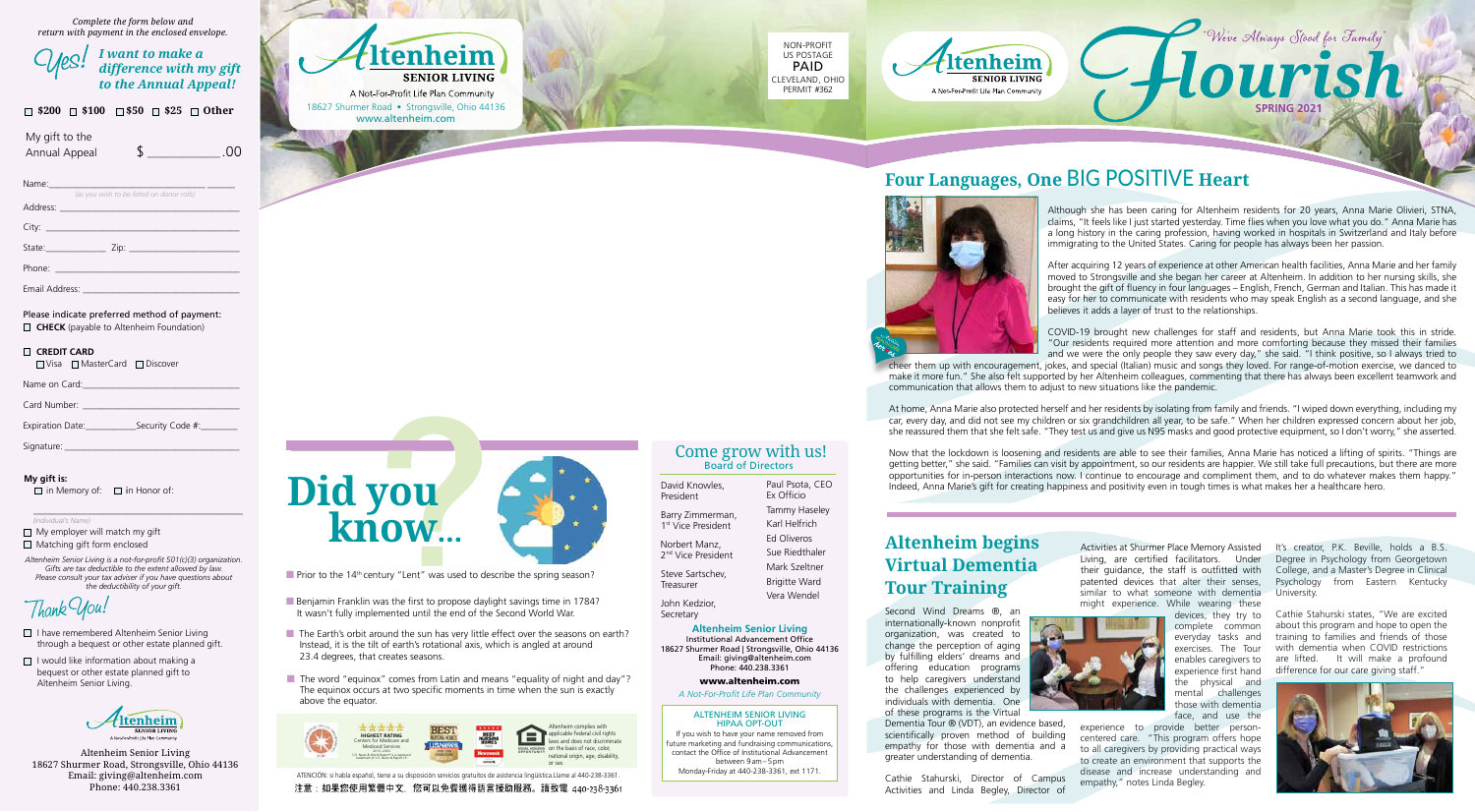*Complete the form below and return with payment in the enclosed envelope.*

## Yes! I want to make a difference with my gift to the Annual Appeal!

☐ **$200** ☐ **$100** ☐ **$50** ☐ **$25** ☐ **Other**

My gift to the Annual Appeal $ ____________.00

Name: ______________________________
*(as you wish to be listed on donor rolls)*

Address: ______________________________

City: ______________________________

State: ____________ Zip: ______________

Phone: ______________________________

Email Address: ______________________________

Please indicate preferred method of payment:

☐ **CHECK** (payable to Altenheim Foundation)

☐ **CREDIT CARD**
☐ Visa ☐ MasterCard ☐ Discover

Name on Card: ______________________________

Card Number: ______________________________

Expiration Date: ___________ Security Code #: ________

Signature: ______________________________

**My gift is:**
☐ in Memory of: ☐ in Honor of:

______________________________
*(Individual's Name)*

☐ My employer will match my gift
☐ Matching gift form enclosed

*Altenheim Senior Living is a not-for-profit 501(c)(3) organization. Gifts are tax deductible to the extent allowed by law. Please consult your tax advisor if you have questions about the deductibility of your gift.*

## Thank You!

☐ I have remembered Altenheim Senior Living through a bequest or other estate planned gift.

☐ I would like information about making a bequest or other estate planned gift to Altenheim Senior Living.

Altenheim Senior Living
18627 Shurmer Road, Strongsville, Ohio 44136
Email: giving@altenheim.com
Phone: 440.238.3361

---

Altenheim SENIOR LIVING
A Not-For-Profit Life Plan Community
18627 Shurmer Road • Strongsville, Ohio 44136
www.altenheim.com

NON-PROFIT
US POSTAGE
PAID
CLEVELAND, OHIO
PERMIT #362

## Did you know...

- Prior to the 14th century "Lent" was used to describe the spring season?
- Benjamin Franklin was the first to propose daylight savings time in 1784? It wasn't fully implemented until the end of the Second World War.
- The Earth's orbit around the sun has very little effect over the seasons on earth? Instead, it is the tilt of earth's rotational axis, which is angled at around 23.4 degrees, that creates seasons.
- The word "equinox" comes from Latin and means "equality of night and day"? The equinox occurs at two specific moments in time when the sun is exactly above the equator.

HIGHEST RATING Centers for Medicare and Medicaid Services

Altenheim complies with applicable Federal civil rights laws and does not discriminate on the basis of race, color, national origin, age, disability, or sex.

ATENCIÓN: si habla español, tiene a su disposición servicios gratuitos de asistencia lingüística.Llame al 440-238-3361.
注意：如果您使用繁體中文，您可以免費獲得語言援助服務。請致電 440-238-3361

## Come grow with us!
### Board of Directors

| | |
|---|---|
| David Knowles, President | Paul Psota, CEO Ex Officio |
| Barry Zimmerman, 1st Vice President | Tammy Haseley |
| Norbert Manz, 2nd Vice President | Karl Helfrich |
| Steve Sartschev, Treasurer | Ed Oliveros |
| John Kedzior, Secretary | Sue Riedthaler |
| | Mark Szeltner |
| | Brigitte Ward |
| | Vera Wendel |

**Altenheim Senior Living**
Institutional Advancement Office
18627 Shurmer Road | Strongsville, Ohio 44136
Email: giving@altenheim.com
Phone: 440.238.3361

**www.altenheim.com**

*A Not-For-Profit Life Plan Community*

ALTENHEIM SENIOR LIVING
HIPAA OPT-OUT

If you wish to have your name removed from future marketing and fundraising communications, contact the Office of Institutional Advancement between 9am–5pm Monday-Friday at 440-238-3361, ext 1171.

---

Altenheim SENIOR LIVING
A Not-For-Profit Life Plan Community

# Flourish
"We've Always Stood for Family"
**SPRING 2021**

## Four Languages, One BIG POSITIVE Heart

Although she has been caring for Altenheim residents for 20 years, Anna Marie Olivieri, STNA, claims, "It feels like I just started yesterday. Time flies when you love what you do." Anna Marie has a long history in the caring profession, having worked in hospitals in Switzerland and Italy before immigrating to the United States. Caring for people has always been her passion.

After acquiring 12 years of experience at other American health facilities, Anna Marie and her family moved to Strongsville and she began her career at Altenheim. In addition to her nursing skills, she brought the gift of fluency in four languages – English, French, German and Italian. This has made it easy for her to communicate with residents who may speak English as a second language, and she believes it adds a layer of trust to the relationships.

COVID-19 brought new challenges for staff and residents, but Anna Marie took this in stride. "Our residents required more attention and more comforting because they missed their families and we were the only people they saw every day," she said. "I think positive, so I always tried to cheer them up with encouragement, jokes, and special (Italian) music and songs they loved. For range-of-motion exercise, we danced to make it more fun." She also felt supported by her Altenheim colleagues, commenting that there has always been excellent teamwork and communication that allows them to adjust to new situations like the pandemic.

At home, Anna Marie also protected herself and her residents by isolating from family and friends. "I wiped down everything, including my car, every day, and did not see my children or six grandchildren all year, to be safe." When her children expressed concern about her job, she reassured them that she felt safe. "They test us and give us N95 masks and good protective equipment, so I don't worry," she asserted.

Now that the lockdown is loosening and residents are able to see their families, Anna Marie has noticed a lifting of spirits. "Things are getting better," she said. "Families can visit by appointment, so our residents are happier. We still take full precautions, but there are more opportunities for in-person interactions now. I continue to encourage and compliment them, and to do whatever makes them happy." Indeed, Anna Marie's gift for creating happiness and positivity even in tough times is what makes her a healthcare hero.

## Altenheim begins Virtual Dementia Tour Training

Second Wind Dreams ®, an internationally-known nonprofit organization, was created to change the perception of aging by fulfilling elders' dreams and offering education programs to help caregivers understand the challenges experienced by individuals with dementia. One of these programs is the Virtual Dementia Tour ® (VDT), an evidence based, scientifically proven method of building empathy for those with dementia and a greater understanding of dementia.

Cathie Stahurski, Director of Campus Activities and Linda Begley, Director of Activities at Shurmer Place Memory Assisted Living, are certified facilitators. Under their guidance, the staff is outfitted with patented devices that alter their senses, similar to what someone with dementia might experience. While wearing these devices, they try to complete common everyday tasks and exercises. The Tour enables caregivers to experience first hand the physical and mental challenges those with dementia face, and use the experience to provide better person-centered care. "This program offers hope to all caregivers by providing practical ways to create an environment that supports the disease and increase understanding and empathy," notes Linda Begley.

It's creator, P.K. Beville, holds a B.S. Degree in Psychology from Georgetown College, and a Master's Degree in Clinical Psychology from Eastern Kentucky University.

Cathie Stahurski states, "We are excited about this program and hope to open the training to families and friends of those with dementia when COVID restrictions are lifted. It will make a profound difference for our care giving staff."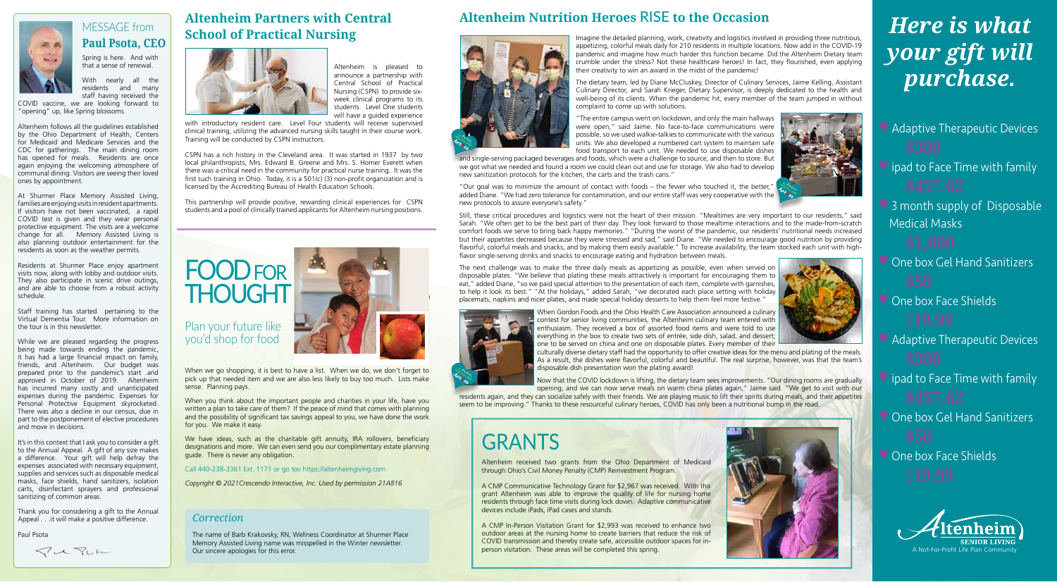## MESSAGE from
## Paul Psota, CEO

Spring is here. And with that a sense of renewal.

With nearly all the residents and many staff having received the COVID vaccine, we are looking forward to "opening" up, like Spring blossoms.

Altenheim follows all the guidelines established by the Ohio Department of Health, Centers for Medicaid and Medicare Services and the CDC for gatherings. The main dining room has opened for meals. Residents are once again enjoying the welcoming atmosphere of communal dining. Visitors are seeing their loved ones by appointment.

At Shurmer Place Memory Assisted Living, families are enjoying visits in resident apartments. If visitors have not been vaccinated, a rapid COVID test is given and they wear personal protective equipment. The visits are a welcome change for all. Memory Assisted Living is also planning outdoor entertainment for the residents as soon as the weather permits.

Residents at Shurmer Place apartment visits now, along with lobby and outdoor visits. They also participate in scenic drive outings, and are able to choose from a robust activity schedule.

Staff training has started pertaining to the Virtual Dementia Tour. More information on the tour is in this newsletter.

While we are pleased regarding the progress being made towards ending the pandemic, it has had a large financial impact on family, friends, and Altenheim. Our budget was prepared prior to the pandemic's start and approved in October of 2019. Altenheim has incurred many costly and unanticipated expenses during the pandemic. Expenses for Personal Protective Equipment skyrocketed. There was also a decline in our census, due in part to the postponement of elective procedures and move in decisions.

It's in this context that I ask you to consider a gift to the Annual Appeal. A gift of any size makes a difference. Your gift will help defray the expenses associated with necessary equipment, supplies and services such as disposable medical masks, face shields, hand sanitizers, isolation carts, disinfectant sprayers and professional sanitizing of common areas.

Thank you for considering a gift to the Annual Appeal . . .it will make a positive difference.

Paul Psota

## Altenheim Partners with Central School of Practical Nursing

Altenheim is pleased to announce a partnership with Central School of Practical Nursing (CSPN) to provide six-week clinical programs to its students. Level One students will have a guided experience with introductory resident care. Level Four students will receive supervised clinical training, utilizing the advanced nursing skills taught in their course work. Training will be conducted by CSPN instructors.

CSPN has a rich history in the Cleveland area. It was started in 1937 by two local philanthropists, Mrs. Edward B. Greene and Mrs. S. Homer Everett when there was a critical need in the community for practical nurse training. It was the first such training in Ohio. Today, it is a 501(c) (3) non-profit organization and is licensed by the Accrediting Bureau of Health Education Schools.

This partnership will provide positive, rewarding clinical experiences for CSPN students and a pool of clinically trained applicants for Altenheim nursing positions.

## FOOD FOR THOUGHT

Plan your future like you'd shop for food

When we go shopping, it is best to have a list. When we do, we don't forget to pick up that needed item and we are also less likely to buy too much. Lists make sense. Planning pays.

When you think about the important people and charities in your life, have you written a plan to take care of them? If the peace of mind that comes with planning and the possibility of significant tax savings appeal to you, we have done the work for you. We make it easy.

We have ideas, such as the charitable gift annuity, IRA rollovers, beneficiary designations and more. We can even send you our complimentary estate planning guide. There is never any obligation.

Call 440-238-3361 Ext. 1171 or go tov https://altenheimgiving.com

*Copyright © 2021Crescendo Interactive, Inc. Used by permission 21A816*

### *Correction*

The name of Barb Krakovsky, RN, Wellness Coordinator at Shurmer Place Memory Assisted Living name was misspelled in the Winter newsletter. Our sincere apologies for this error.

## Altenheim Nutrition Heroes RISE to the Occasion

Imagine the detailed planning, work, creativity and logistics involved in providing three nutritious, appetizing, colorful meals daily for 210 residents in multiple locations. Now add in the COVID-19 pandemic and imagine how much harder this function became. Did the Altenheim Dietary team crumble under the stress? Not these healthcare heroes! In fact, they flourished, even applying their creativity to win an award in the midst of the pandemic!

The dietary team, led by Diane McCluskey, Director of Culinary Services, Jaime Kelling, Assistant Culinary Director, and Sarah Krieger, Dietary Supervisor, is deeply dedicated to the health and well-being of its clients. When the pandemic hit, every member of the team jumped in without complaint to come up with solutions.

"The entire campus went on lockdown, and only the main hallways were open," said Jaime. No face-to-face communications were possible, so we used walkie-talkies to communicate with the various units. We also developed a numbered cart system to maintain safe food transport to each unit. We needed to use disposable dishes and single-serving packaged beverages and foods, which were a challenge to source, and then to store. But we got what we needed and found a room we could clean out and use for storage. We also had to develop new sanitization protocols for the kitchen, the carts and the trash cans."

"Our goal was to minimize the amount of contact with foods – the fewer who touched it, the better," added Diane. "We had zero tolerance for contamination, and our entire staff was very cooperative with the new protocols to assure everyone's safety."

Still, these critical procedures and logistics were not the heart of their mission. "Mealtimes are very important to our residents," said Sarah. "We often get to be the best part of their day. They look forward to those mealtime interactions and to the made-from-scratch comfort foods we serve to bring back happy memories." "During the worst of the pandemic, our residents' nutritional needs increased but their appetites decreased because they were stressed and sad," said Diane. "We needed to encourage good nutrition by providing flavorful, colorful meals and snacks, and by making them easily available." To increase availability, the team stocked each unit with high-flavor single-serving drinks and snacks to encourage eating and hydration between meals.

The next challenge was to make the three daily meals as appetizing as possible, even when served on disposable plates. "We believe that plating these meals attractively is important for encouraging them to eat," added Diane, "so we paid special attention to the presentation of each item, complete with garnishes, to help it look its best." "At the holidays," added Sarah, "we decorated each place setting with holiday placemats, napkins and nicer plates, and made special holiday desserts to help them feel more festive."

When Gordon Foods and the Ohio Health Care Association announced a culinary contest for senior living communities, the Altenheim culinary team entered with enthusiasm. They received a box of assorted food items and were told to use everything in the box to create two sets of entrée, side dish, salad, and dessert; one to be served on china and one on disposable plates. Every member of their culturally diverse dietary staff had the opportunity to offer creative ideas for the menu and plating of the meals. As a result, the dishes were flavorful, colorful and beautiful. The real surprise, however, was that the team's disposable dish presentation won the plating award!

Now that the COVID lockdown is lifting, the dietary team sees improvements. "Our dining rooms are gradually opening, and we can now serve meals on warm china plates again," Jaime said. "We get to visit with our residents again, and they can socialize safely with their friends. We are playing music to lift their spirits during meals, and their appetites seem to be improving." Thanks to these resourceful culinary heroes, COVID has only been a nutritional bump in the road.

## GRANTS

Altenheim received two grants from the Ohio Department of Medicaid through Ohio's Civil Money Penalty (CMP) Reinvestment Program.

A CMP Communicative Technology Grant for $2,967 was received. With this grant Altenheim was able to improve the quality of life for nursing home residents through face time visits during lock down. Adaptive communicative devices include iPads, iPad cases and stands.

A CMP In-Person Visitation Grant for $2,993 was received to enhance two outdoor areas at the nursing home to create barriers that reduce the risk of COVID transmission and thereby create safe, accessible outdoor spaces for in-person visitation. These areas will be completed this spring.

# *Here is what your gift will purchase.*

- Adaptive Therapeutic Devices
  $300
- ipad to Face Time with family
  $457.62
- 3 month supply of Disposable Medical Masks
  $1,000
- One box Gel Hand Sanitizers
  $50
- One box Face Shields
  $19.99
- Adaptive Therapeutic Devices
  $300
- ipad to Face Time with family
  $457.62
- One box Gel Hand Sanitizers
  $50
- One box Face Shields
  $19.99

Altenheim SENIOR LIVING
A Not-For-Profit Life Plan Community